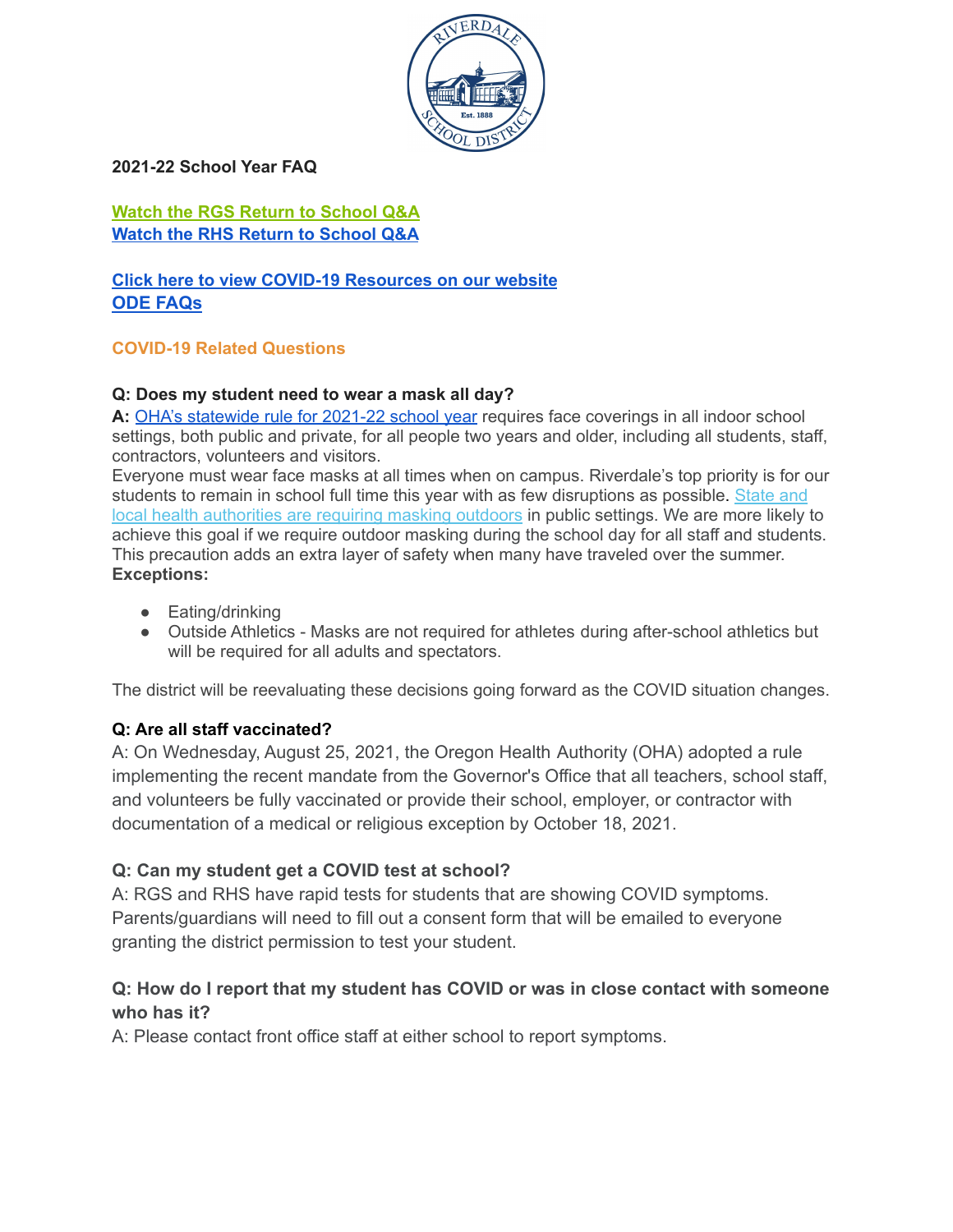**2021-22 School Year FAQ**

**[Watch the RGS Return to School Q&A](#)**
**[Watch the RHS Return to School Q&A](#)**

**[Click here to view COVID-19 Resources on our website](#)**
**[ODE FAQs](#)**

## COVID-19 Related Questions

**Q: Does my student need to wear a mask all day?**

**A:** [OHA's statewide rule for 2021-22 school year](#) requires face coverings in all indoor school settings, both public and private, for all people two years and older, including all students, staff, contractors, volunteers and visitors.

Everyone must wear face masks at all times when on campus. Riverdale's top priority is for our students to remain in school full time this year with as few disruptions as possible. [State and local health authorities are requiring masking outdoors](#) in public settings. We are more likely to achieve this goal if we require outdoor masking during the school day for all staff and students. This precaution adds an extra layer of safety when many have traveled over the summer.

**Exceptions:**

- Eating/drinking
- Outside Athletics - Masks are not required for athletes during after-school athletics but will be required for all adults and spectators.

The district will be reevaluating these decisions going forward as the COVID situation changes.

**Q: Are all staff vaccinated?**

A: On Wednesday, August 25, 2021, the Oregon Health Authority (OHA) adopted a rule implementing the recent mandate from the Governor's Office that all teachers, school staff, and volunteers be fully vaccinated or provide their school, employer, or contractor with documentation of a medical or religious exception by October 18, 2021.

**Q: Can my student get a COVID test at school?**

A: RGS and RHS have rapid tests for students that are showing COVID symptoms. Parents/guardians will need to fill out a consent form that will be emailed to everyone granting the district permission to test your student.

**Q: How do I report that my student has COVID or was in close contact with someone who has it?**

A: Please contact front office staff at either school to report symptoms.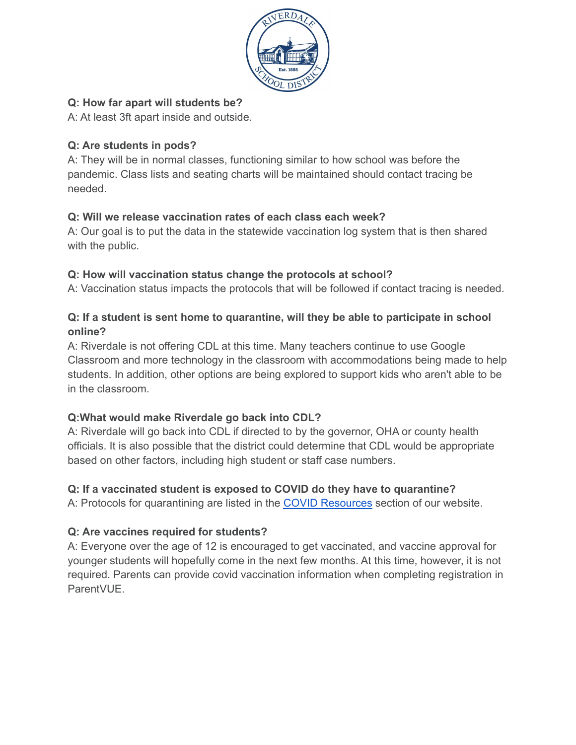**Q: How far apart will students be?**
A: At least 3ft apart inside and outside.

**Q: Are students in pods?**
A: They will be in normal classes, functioning similar to how school was before the pandemic. Class lists and seating charts will be maintained should contact tracing be needed.

**Q: Will we release vaccination rates of each class each week?**
A: Our goal is to put the data in the statewide vaccination log system that is then shared with the public.

**Q: How will vaccination status change the protocols at school?**
A: Vaccination status impacts the protocols that will be followed if contact tracing is needed.

**Q: If a student is sent home to quarantine, will they be able to participate in school online?**
A: Riverdale is not offering CDL at this time. Many teachers continue to use Google Classroom and more technology in the classroom with accommodations being made to help students. In addition, other options are being explored to support kids who aren't able to be in the classroom.

**Q:What would make Riverdale go back into CDL?**
A: Riverdale will go back into CDL if directed to by the governor, OHA or county health officials. It is also possible that the district could determine that CDL would be appropriate based on other factors, including high student or staff case numbers.

**Q: If a vaccinated student is exposed to COVID do they have to quarantine?**
A: Protocols for quarantining are listed in the COVID Resources section of our website.

**Q: Are vaccines required for students?**
A: Everyone over the age of 12 is encouraged to get vaccinated, and vaccine approval for younger students will hopefully come in the next few months. At this time, however, it is not required. Parents can provide covid vaccination information when completing registration in ParentVUE.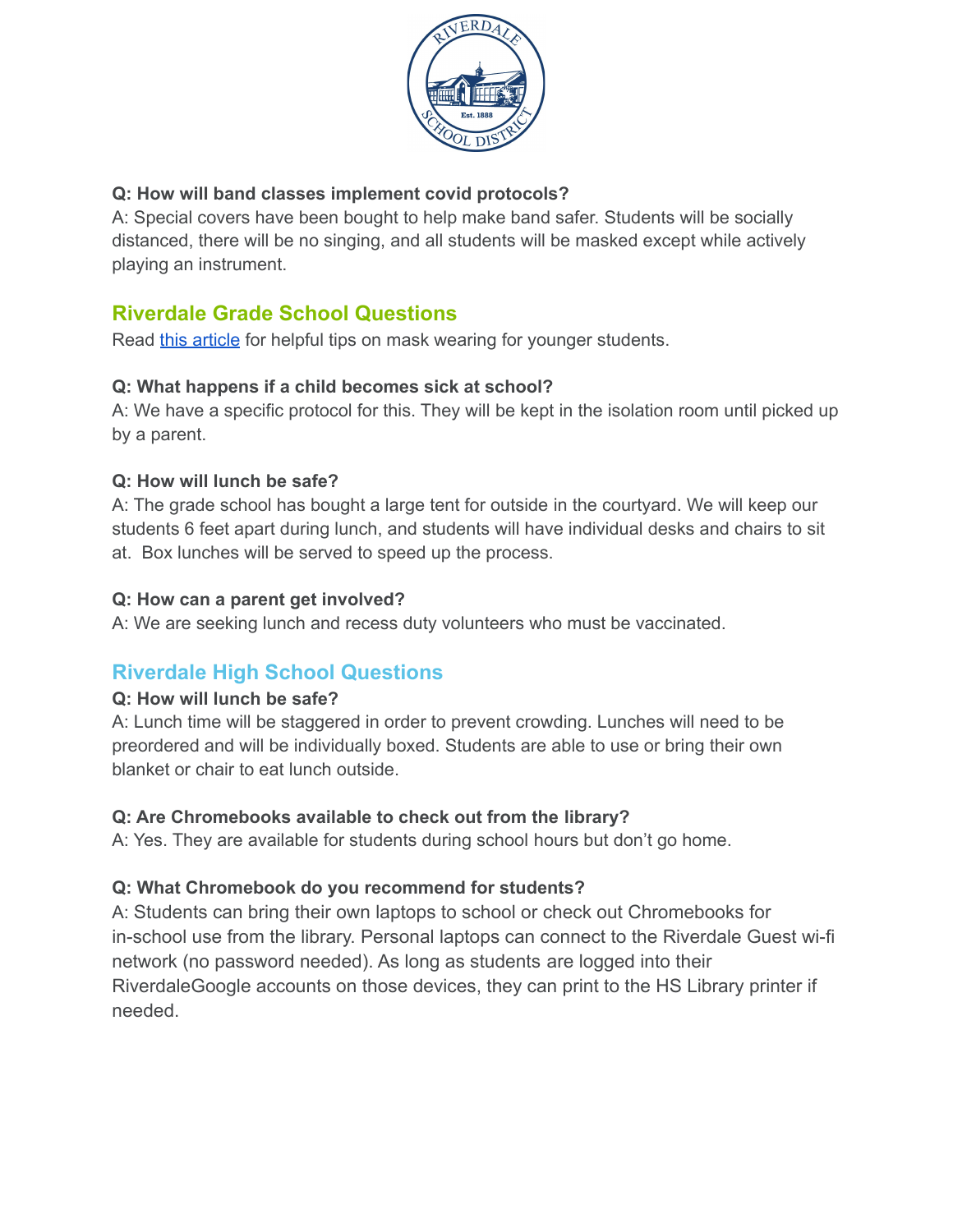**Q: How will band classes implement covid protocols?**
A: Special covers have been bought to help make band safer. Students will be socially distanced, there will be no singing, and all students will be masked except while actively playing an instrument.

## Riverdale Grade School Questions

Read [this article]() for helpful tips on mask wearing for younger students.

**Q: What happens if a child becomes sick at school?**
A: We have a specific protocol for this. They will be kept in the isolation room until picked up by a parent.

**Q: How will lunch be safe?**
A: The grade school has bought a large tent for outside in the courtyard. We will keep our students 6 feet apart during lunch, and students will have individual desks and chairs to sit at. Box lunches will be served to speed up the process.

**Q: How can a parent get involved?**
A: We are seeking lunch and recess duty volunteers who must be vaccinated.

## Riverdale High School Questions

**Q: How will lunch be safe?**
A: Lunch time will be staggered in order to prevent crowding. Lunches will need to be preordered and will be individually boxed. Students are able to use or bring their own blanket or chair to eat lunch outside.

**Q: Are Chromebooks available to check out from the library?**
A: Yes. They are available for students during school hours but don't go home.

**Q: What Chromebook do you recommend for students?**
A: Students can bring their own laptops to school or check out Chromebooks for in-school use from the library. Personal laptops can connect to the Riverdale Guest wi-fi network (no password needed). As long as students are logged into their RiverdaleGoogle accounts on those devices, they can print to the HS Library printer if needed.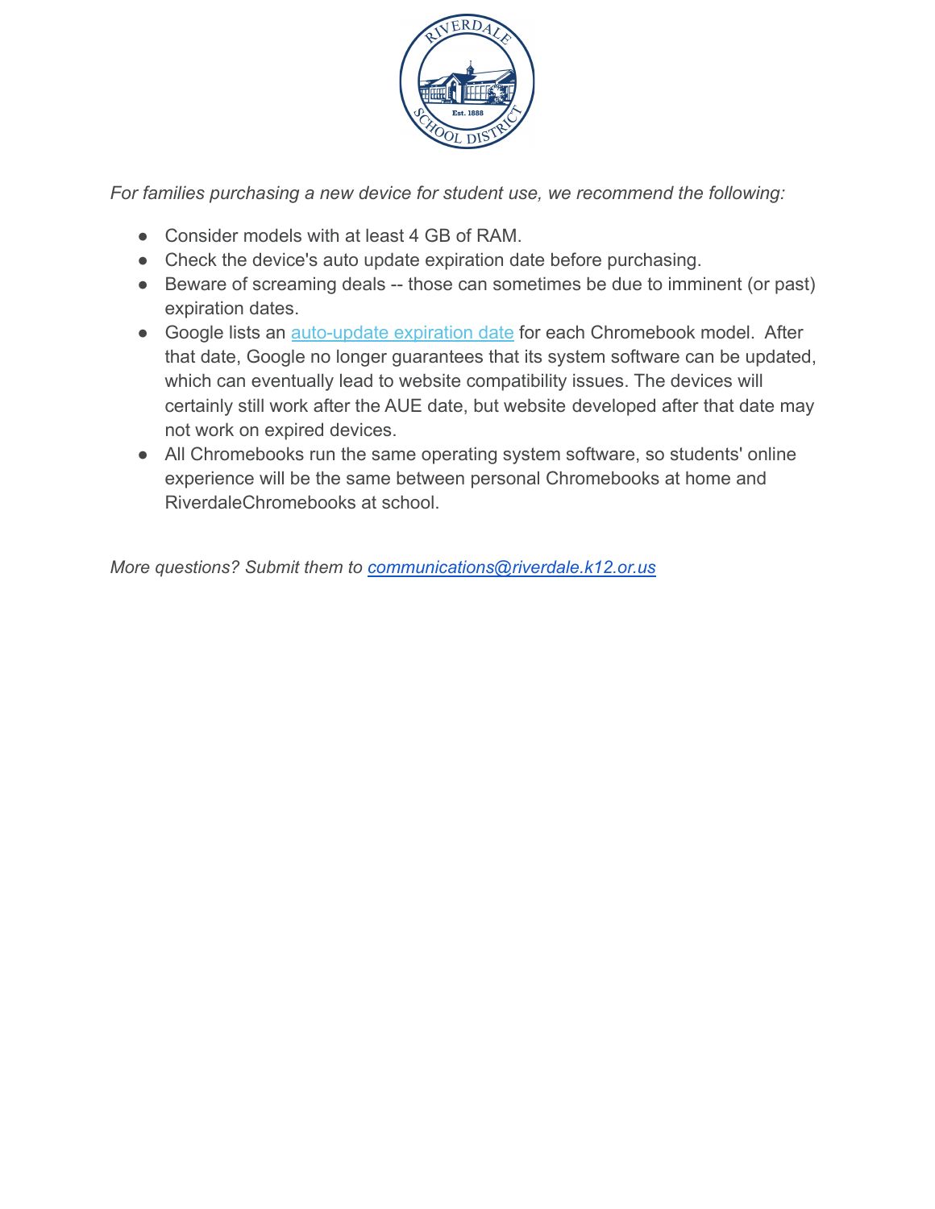*For families purchasing a new device for student use, we recommend the following:*

- Consider models with at least 4 GB of RAM.
- Check the device's auto update expiration date before purchasing.
- Beware of screaming deals -- those can sometimes be due to imminent (or past) expiration dates.
- Google lists an auto-update expiration date for each Chromebook model. After that date, Google no longer guarantees that its system software can be updated, which can eventually lead to website compatibility issues. The devices will certainly still work after the AUE date, but website developed after that date may not work on expired devices.
- All Chromebooks run the same operating system software, so students' online experience will be the same between personal Chromebooks at home and RiverdaleChromebooks at school.

*More questions? Submit them to communications@riverdale.k12.or.us*